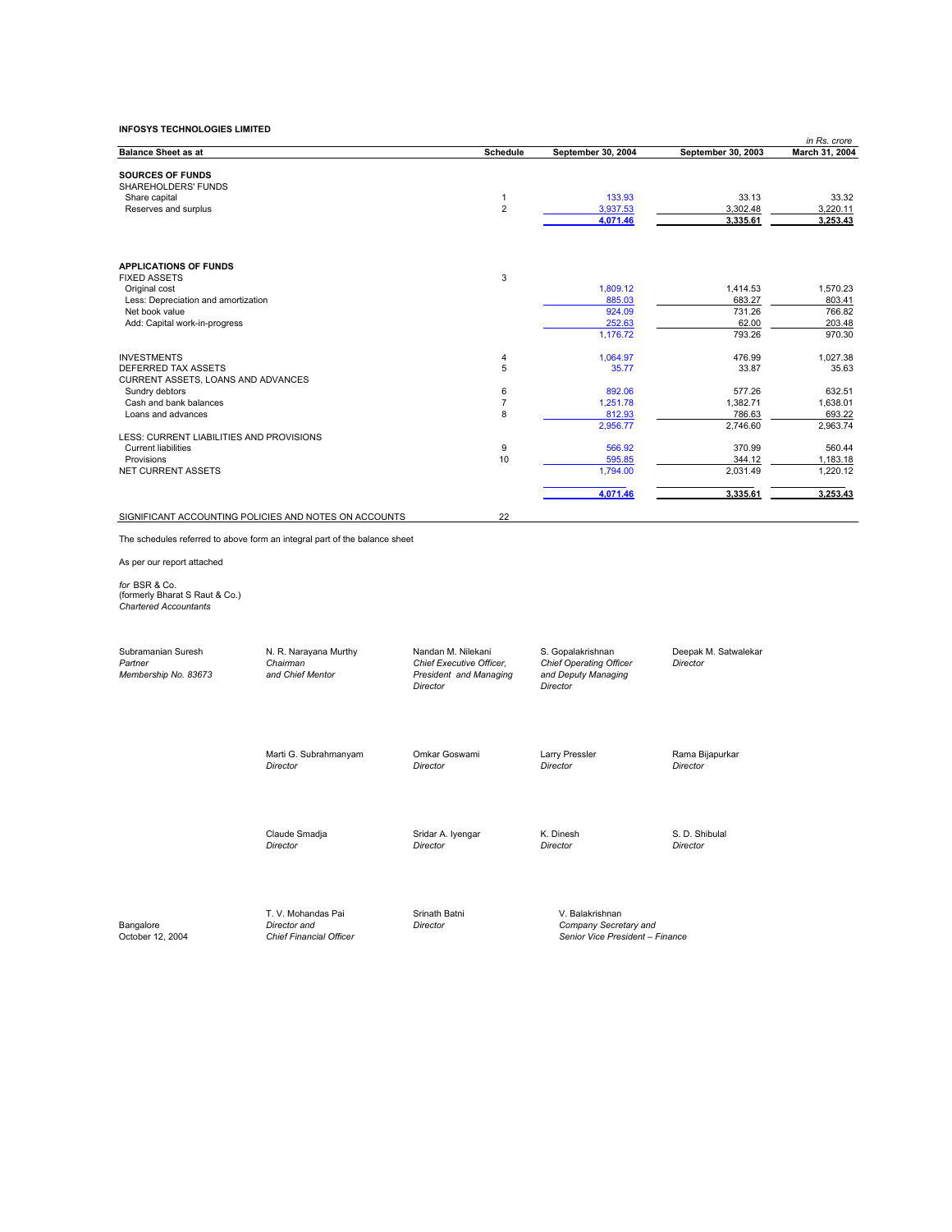**INFOSYS TECHNOLOGIES LIMITED**

*in Rs. crore*

| Balance Sheet as at | Schedule | September 30, 2004 | September 30, 2003 | March 31, 2004 |
|---|---|---|---|---|
| **SOURCES OF FUNDS** | | | | |
| SHAREHOLDERS' FUNDS | | | | |
| Share capital | 1 | 133.93 | 33.13 | 33.32 |
| Reserves and surplus | 2 | 3,937.53 | 3,302.48 | 3,220.11 |
| | | **4,071.46** | **3,335.61** | **3,253.43** |
| **APPLICATIONS OF FUNDS** | | | | |
| FIXED ASSETS | 3 | | | |
| Original cost | | 1,809.12 | 1,414.53 | 1,570.23 |
| Less: Depreciation and amortization | | 885.03 | 683.27 | 803.41 |
| Net book value | | 924.09 | 731.26 | 766.82 |
| Add: Capital work-in-progress | | 252.63 | 62.00 | 203.48 |
| | | 1,176.72 | 793.26 | 970.30 |
| INVESTMENTS | 4 | 1,064.97 | 476.99 | 1,027.38 |
| DEFERRED TAX ASSETS | 5 | 35.77 | 33.87 | 35.63 |
| CURRENT ASSETS, LOANS AND ADVANCES | | | | |
| Sundry debtors | 6 | 892.06 | 577.26 | 632.51 |
| Cash and bank balances | 7 | 1,251.78 | 1,382.71 | 1,638.01 |
| Loans and advances | 8 | 812.93 | 786.63 | 693.22 |
| | | 2,956.77 | 2,746.60 | 2,963.74 |
| LESS: CURRENT LIABILITIES AND PROVISIONS | | | | |
| Current liabilities | 9 | 566.92 | 370.99 | 560.44 |
| Provisions | 10 | 595.85 | 344.12 | 1,183.18 |
| NET CURRENT ASSETS | | 1,794.00 | 2,031.49 | 1,220.12 |
| | | **4,071.46** | **3,335.61** | **3,253.43** |
| SIGNIFICANT ACCOUNTING POLICIES AND NOTES ON ACCOUNTS | 22 | | | |

The schedules referred to above form an integral part of the balance sheet

As per our report attached

*for* BSR & Co.
(formerly Bharat S Raut & Co.)
*Chartered Accountants*

Subramanian Suresh
*Partner*
*Membership No. 83673*

N. R. Narayana Murthy
*Chairman and Chief Mentor*

Nandan M. Nilekani
*Chief Executive Officer, President and Managing Director*

S. Gopalakrishnan
*Chief Operating Officer and Deputy Managing Director*

Deepak M. Satwalekar
*Director*

Marti G. Subrahmanyam
*Director*

Omkar Goswami
*Director*

Larry Pressler
*Director*

Rama Bijapurkar
*Director*

Claude Smadja
*Director*

Sridar A. Iyengar
*Director*

K. Dinesh
*Director*

S. D. Shibulal
*Director*

T. V. Mohandas Pai
*Director and Chief Financial Officer*

Srinath Batni
*Director*

V. Balakrishnan
*Company Secretary and Senior Vice President – Finance*

Bangalore
October 12, 2004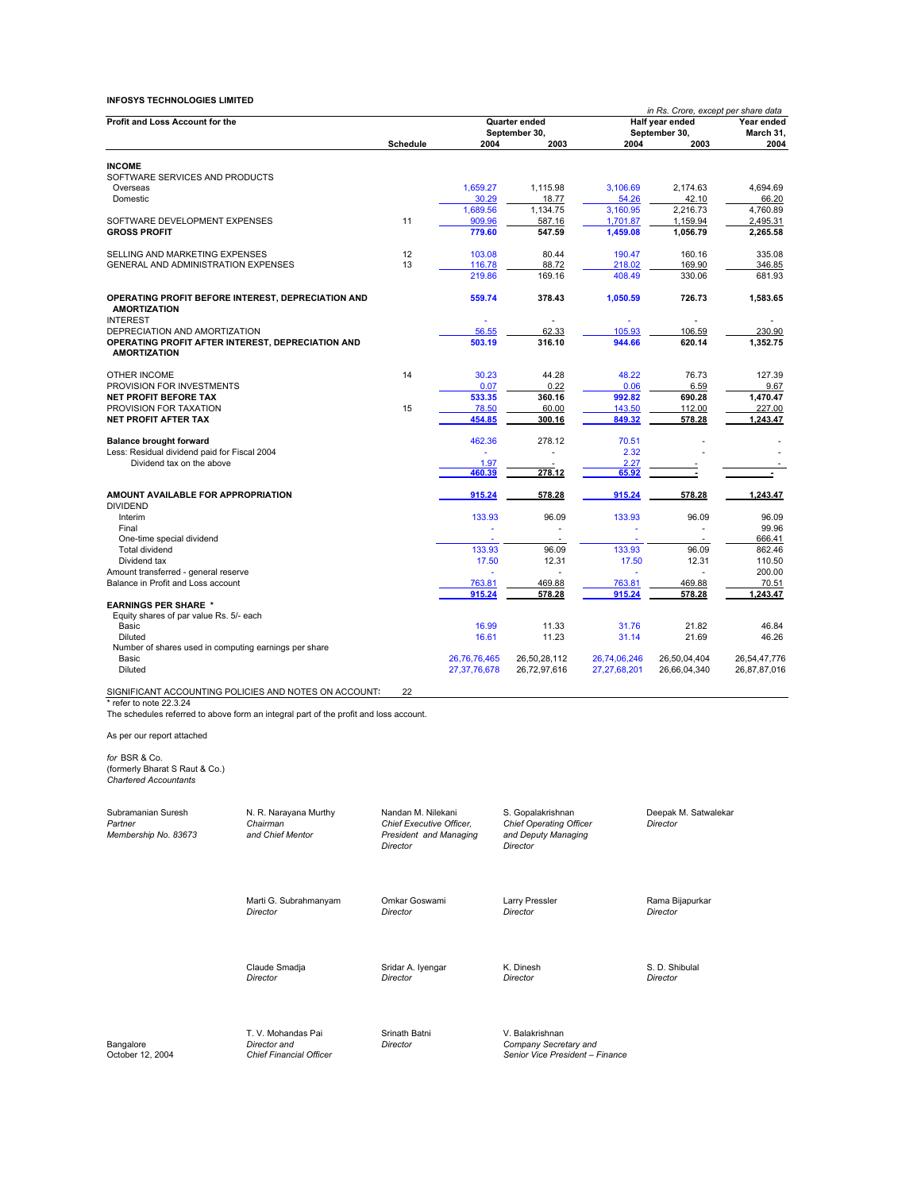**INFOSYS TECHNOLOGIES LIMITED**

*in Rs. Crore, except per share data*

| Profit and Loss Account for the | Schedule | Quarter ended September 30, 2004 | Quarter ended September 30, 2003 | Half year ended September 30, 2004 | Half year ended September 30, 2003 | Year ended March 31, 2004 |
|---|---|---|---|---|---|---|
| **INCOME** | | | | | | |
| SOFTWARE SERVICES AND PRODUCTS | | | | | | |
| Overseas | | 1,659.27 | 1,115.98 | 3,106.69 | 2,174.63 | 4,694.69 |
| Domestic | | 30.29 | 18.77 | 54.26 | 42.10 | 66.20 |
| | | 1,689.56 | 1,134.75 | 3,160.95 | 2,216.73 | 4,760.89 |
| SOFTWARE DEVELOPMENT EXPENSES | 11 | 909.96 | 587.16 | 1,701.87 | 1,159.94 | 2,495.31 |
| **GROSS PROFIT** | | **779.60** | **547.59** | **1,459.08** | **1,056.79** | **2,265.58** |
| SELLING AND MARKETING EXPENSES | 12 | 103.08 | 80.44 | 190.47 | 160.16 | 335.08 |
| GENERAL AND ADMINISTRATION EXPENSES | 13 | 116.78 | 88.72 | 218.02 | 169.90 | 346.85 |
| | | 219.86 | 169.16 | 408.49 | 330.06 | 681.93 |
| **OPERATING PROFIT BEFORE INTEREST, DEPRECIATION AND AMORTIZATION** | | **559.74** | **378.43** | **1,050.59** | **726.73** | **1,583.65** |
| INTEREST | | - | - | - | - | - |
| DEPRECIATION AND AMORTIZATION | | 56.55 | 62.33 | 105.93 | 106.59 | 230.90 |
| **OPERATING PROFIT AFTER INTEREST, DEPRECIATION AND AMORTIZATION** | | **503.19** | **316.10** | **944.66** | **620.14** | **1,352.75** |
| OTHER INCOME | 14 | 30.23 | 44.28 | 48.22 | 76.73 | 127.39 |
| PROVISION FOR INVESTMENTS | | 0.07 | 0.22 | 0.06 | 6.59 | 9.67 |
| **NET PROFIT BEFORE TAX** | | **533.35** | **360.16** | **992.82** | **690.28** | **1,470.47** |
| PROVISION FOR TAXATION | 15 | 78.50 | 60.00 | 143.50 | 112.00 | 227.00 |
| **NET PROFIT AFTER TAX** | | **454.85** | **300.16** | **849.32** | **578.28** | **1,243.47** |
| **Balance brought forward** | | 462.36 | 278.12 | 70.51 | - | - |
| Less: Residual dividend paid for Fiscal 2004 | | - | - | 2.32 | - | - |
| Dividend tax on the above | | 1.97 | - | 2.27 | - | - |
| | | **460.39** | **278.12** | **65.92** | - | - |
| **AMOUNT AVAILABLE FOR APPROPRIATION** | | **915.24** | **578.28** | **915.24** | **578.28** | **1,243.47** |
| DIVIDEND | | | | | | |
| Interim | | 133.93 | 96.09 | 133.93 | 96.09 | 96.09 |
| Final | | - | - | - | - | 99.96 |
| One-time special dividend | | - | - | - | - | 666.41 |
| Total dividend | | 133.93 | 96.09 | 133.93 | 96.09 | 862.46 |
| Dividend tax | | 17.50 | 12.31 | 17.50 | 12.31 | 110.50 |
| Amount transferred - general reserve | | - | - | - | - | 200.00 |
| Balance in Profit and Loss account | | 763.81 | 469.88 | 763.81 | 469.88 | 70.51 |
| | | **915.24** | **578.28** | **915.24** | **578.28** | **1,243.47** |
| **EARNINGS PER SHARE** * | | | | | | |
| Equity shares of par value Rs. 5/- each | | | | | | |
| Basic | | 16.99 | 11.33 | 31.76 | 21.82 | 46.84 |
| Diluted | | 16.61 | 11.23 | 31.14 | 21.69 | 46.26 |
| Number of shares used in computing earnings per share | | | | | | |
| Basic | | 26,76,76,465 | 26,50,28,112 | 26,74,06,246 | 26,50,04,404 | 26,54,47,776 |
| Diluted | | 27,37,76,678 | 26,72,97,616 | 27,27,68,201 | 26,66,04,340 | 26,87,87,016 |
| SIGNIFICANT ACCOUNTING POLICIES AND NOTES ON ACCOUNTS | 22 | | | | | |

\* refer to note 22.3.24

The schedules referred to above form an integral part of the profit and loss account.

As per our report attached

*for* BSR & Co.
(formerly Bharat S Raut & Co.)
*Chartered Accountants*

Subramanian Suresh
*Partner*
*Membership No. 83673*

N. R. Narayana Murthy
*Chairman and Chief Mentor*

Nandan M. Nilekani
*Chief Executive Officer, President and Managing Director*

S. Gopalakrishnan
*Chief Operating Officer and Deputy Managing Director*

Deepak M. Satwalekar
*Director*

Marti G. Subrahmanyam
*Director*

Omkar Goswami
*Director*

Larry Pressler
*Director*

Rama Bijapurkar
*Director*

Claude Smadja
*Director*

Sridar A. Iyengar
*Director*

K. Dinesh
*Director*

S. D. Shibulal
*Director*

T. V. Mohandas Pai
*Director and Chief Financial Officer*

Srinath Batni
*Director*

V. Balakrishnan
*Company Secretary and Senior Vice President – Finance*

Bangalore
October 12, 2004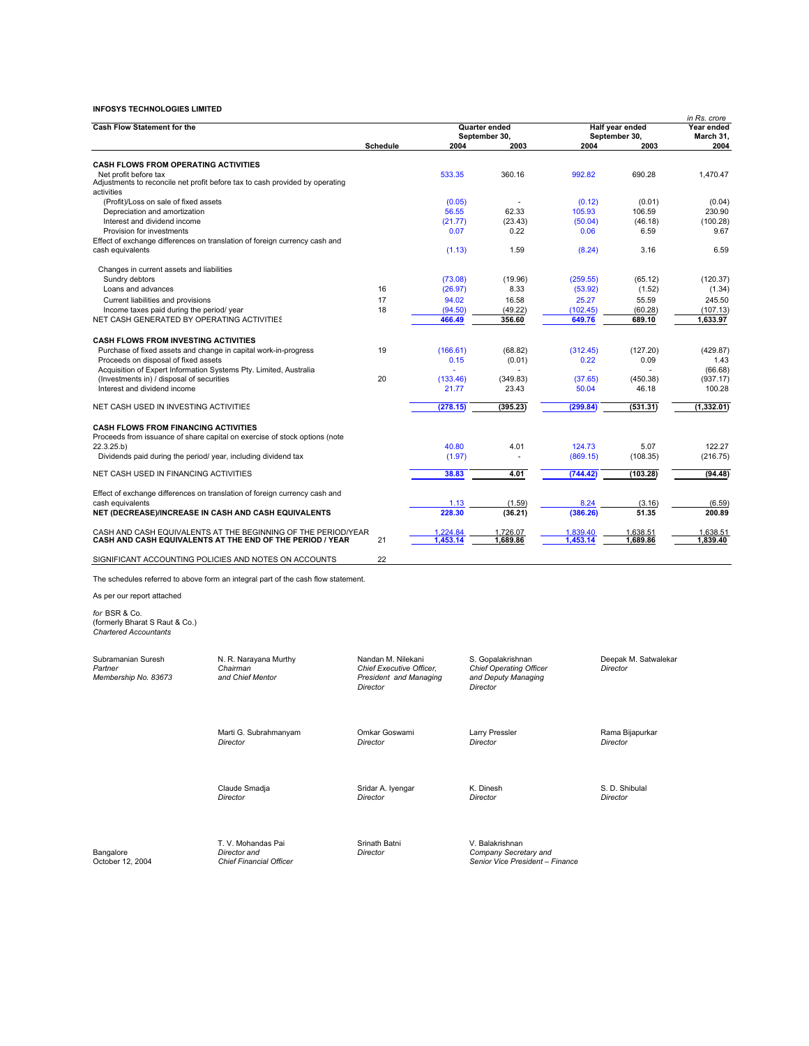**INFOSYS TECHNOLOGIES LIMITED**

*in Rs. crore*

| Cash Flow Statement for the | Schedule | Quarter ended September 30, 2004 | Quarter ended September 30, 2003 | Half year ended September 30, 2004 | Half year ended September 30, 2003 | Year ended March 31, 2004 |
|---|---|---|---|---|---|---|
| **CASH FLOWS FROM OPERATING ACTIVITIES** | | | | | | |
| Net profit before tax | | 533.35 | 360.16 | 992.82 | 690.28 | 1,470.47 |
| Adjustments to reconcile net profit before tax to cash provided by operating activities | | | | | | |
| (Profit)/Loss on sale of fixed assets | | (0.05) | - | (0.12) | (0.01) | (0.04) |
| Depreciation and amortization | | 56.55 | 62.33 | 105.93 | 106.59 | 230.90 |
| Interest and dividend income | | (21.77) | (23.43) | (50.04) | (46.18) | (100.28) |
| Provision for investments | | 0.07 | 0.22 | 0.06 | 6.59 | 9.67 |
| Effect of exchange differences on translation of foreign currency cash and cash equivalents | | (1.13) | 1.59 | (8.24) | 3.16 | 6.59 |
| Changes in current assets and liabilities | | | | | | |
| Sundry debtors | | (73.08) | (19.96) | (259.55) | (65.12) | (120.37) |
| Loans and advances | 16 | (26.97) | 8.33 | (53.92) | (1.52) | (1.34) |
| Current liabilities and provisions | 17 | 94.02 | 16.58 | 25.27 | 55.59 | 245.50 |
| Income taxes paid during the period/ year | 18 | (94.50) | (49.22) | (102.45) | (60.28) | (107.13) |
| NET CASH GENERATED BY OPERATING ACTIVITIES | | **466.49** | **356.60** | **649.76** | **689.10** | **1,633.97** |
| **CASH FLOWS FROM INVESTING ACTIVITIES** | | | | | | |
| Purchase of fixed assets and change in capital work-in-progress | 19 | (166.61) | (68.82) | (312.45) | (127.20) | (429.87) |
| Proceeds on disposal of fixed assets | | 0.15 | (0.01) | 0.22 | 0.09 | 1.43 |
| Acquisition of Expert Information Systems Pty. Limited, Australia | | - | - | - | - | (66.68) |
| (Investments in) / disposal of securities | 20 | (133.46) | (349.83) | (37.65) | (450.38) | (937.17) |
| Interest and dividend income | | 21.77 | 23.43 | 50.04 | 46.18 | 100.28 |
| NET CASH USED IN INVESTING ACTIVITIES | | **(278.15)** | **(395.23)** | **(299.84)** | **(531.31)** | **(1,332.01)** |
| **CASH FLOWS FROM FINANCING ACTIVITIES** | | | | | | |
| Proceeds from issuance of share capital on exercise of stock options (note 22.3.25.b) | | 40.80 | 4.01 | 124.73 | 5.07 | 122.27 |
| Dividends paid during the period/ year, including dividend tax | | (1.97) | - | (869.15) | (108.35) | (216.75) |
| NET CASH USED IN FINANCING ACTIVITIES | | **38.83** | **4.01** | **(744.42)** | **(103.28)** | **(94.48)** |
| Effect of exchange differences on translation of foreign currency cash and cash equivalents | | 1.13 | (1.59) | 8.24 | (3.16) | (6.59) |
| **NET (DECREASE)/INCREASE IN CASH AND CASH EQUIVALENTS** | | **228.30** | **(36.21)** | **(386.26)** | **51.35** | **200.89** |
| CASH AND CASH EQUIVALENTS AT THE BEGINNING OF THE PERIOD/YEAR | | 1,224.84 | 1,726.07 | 1,839.40 | 1,638.51 | 1,638.51 |
| **CASH AND CASH EQUIVALENTS AT THE END OF THE PERIOD / YEAR** | 21 | **1,453.14** | **1,689.86** | **1,453.14** | **1,689.86** | **1,839.40** |
| SIGNIFICANT ACCOUNTING POLICIES AND NOTES ON ACCOUNTS | 22 | | | | | |

The schedules referred to above form an integral part of the cash flow statement.

As per our report attached

*for* BSR & Co.
(formerly Bharat S Raut & Co.)
*Chartered Accountants*

Subramanian Suresh
*Partner*
*Membership No. 83673*

N. R. Narayana Murthy
*Chairman and Chief Mentor*

Nandan M. Nilekani
*Chief Executive Officer, President and Managing Director*

S. Gopalakrishnan
*Chief Operating Officer and Deputy Managing Director*

Deepak M. Satwalekar
*Director*

Marti G. Subrahmanyam
*Director*

Omkar Goswami
*Director*

Larry Pressler
*Director*

Rama Bijapurkar
*Director*

Claude Smadja
*Director*

Sridar A. Iyengar
*Director*

K. Dinesh
*Director*

S. D. Shibulal
*Director*

T. V. Mohandas Pai
*Director and Chief Financial Officer*

Srinath Batni
*Director*

V. Balakrishnan
*Company Secretary and Senior Vice President – Finance*

Bangalore
October 12, 2004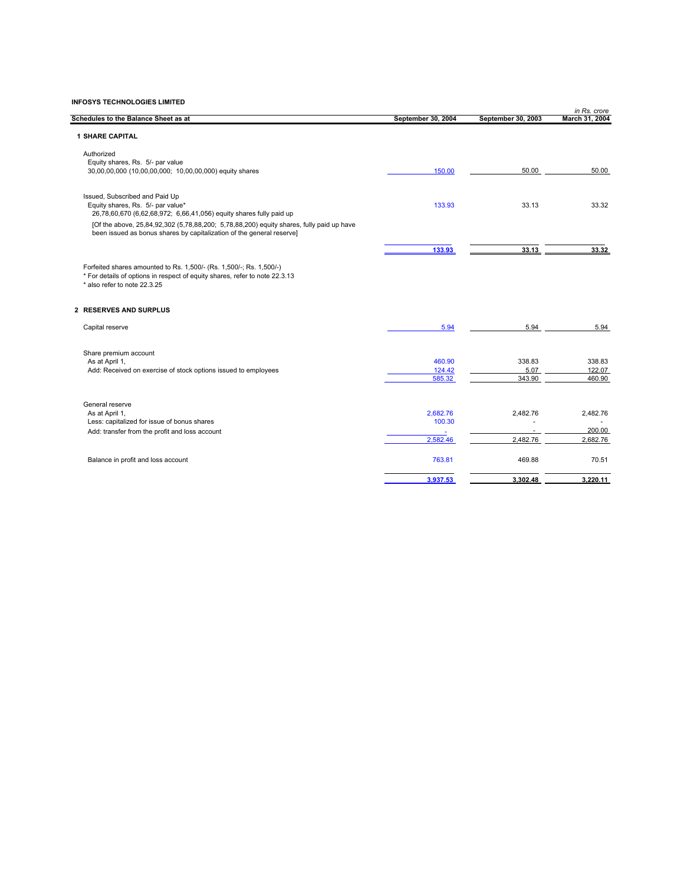**INFOSYS TECHNOLOGIES LIMITED**

*in Rs. crore*

| Schedules to the Balance Sheet as at | September 30, 2004 | September 30, 2003 | March 31, 2004 |
|---|---|---|---|
| **1 SHARE CAPITAL** | | | |
| Authorized | | | |
| Equity shares, Rs. 5/- par value | | | |
| 30,00,00,000 (10,00,00,000; 10,00,00,000) equity shares | 150.00 | 50.00 | 50.00 |
| Issued, Subscribed and Paid Up | | | |
| Equity shares, Rs. 5/- par value* | 133.93 | 33.13 | 33.32 |
| 26,78,60,670 (6,62,68,972; 6,66,41,056) equity shares fully paid up | | | |
| [Of the above, 25,84,92,302 (5,78,88,200; 5,78,88,200) equity shares, fully paid up have been issued as bonus shares by capitalization of the general reserve] | | | |
| | **133.93** | **33.13** | **33.32** |

Forfeited shares amounted to Rs. 1,500/- (Rs. 1,500/-; Rs. 1,500/-)
* For details of options in respect of equity shares, refer to note 22.3.13
* also refer to note 22.3.25

| Schedules to the Balance Sheet as at | September 30, 2004 | September 30, 2003 | March 31, 2004 |
|---|---|---|---|
| **2 RESERVES AND SURPLUS** | | | |
| Capital reserve | 5.94 | 5.94 | 5.94 |
| Share premium account | | | |
| As at April 1, | 460.90 | 338.83 | 338.83 |
| Add: Received on exercise of stock options issued to employees | 124.42 | 5.07 | 122.07 |
| | 585.32 | 343.90 | 460.90 |
| General reserve | | | |
| As at April 1, | 2,682.76 | 2,482.76 | 2,482.76 |
| Less: capitalized for issue of bonus shares | 100.30 | - | - |
| Add: transfer from the profit and loss account | - | - | 200.00 |
| | 2,582.46 | 2,482.76 | 2,682.76 |
| Balance in profit and loss account | 763.81 | 469.88 | 70.51 |
| | **3,937.53** | **3,302.48** | **3,220.11** |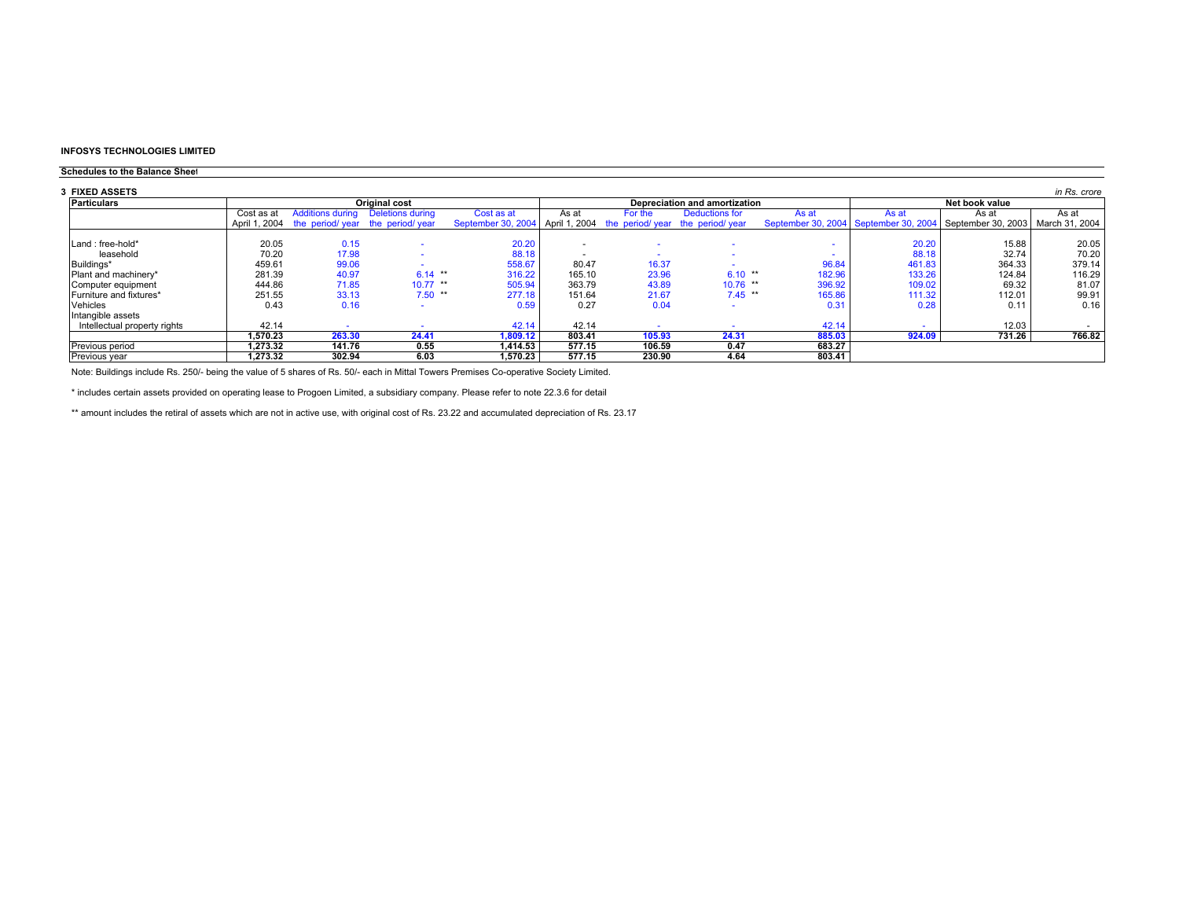**INFOSYS TECHNOLOGIES LIMITED**

**Schedules to the Balance Sheet**

**3 FIXED ASSETS**

*in Rs. crore*

| Particulars | Original cost | | | | Depreciation and amortization | | | | Net book value | | |
|---|---|---|---|---|---|---|---|---|---|---|---|
| | Cost as at April 1, 2004 | Additions during the period/ year | Deletions during the period/ year | Cost as at September 30, 2004 | As at April 1, 2004 | For the period/ year | Deductions for the period/ year | As at September 30, 2004 | As at September 30, 2004 | As at September 30, 2003 | As at March 31, 2004 |
| Land : free-hold* | 20.05 | 0.15 | - | 20.20 | - | - | - | - | 20.20 | 15.88 | 20.05 |
| leasehold | 70.20 | 17.98 | - | 88.18 | - | - | - | - | 88.18 | 32.74 | 70.20 |
| Buildings* | 459.61 | 99.06 | - | 558.67 | 80.47 | 16.37 | - | 96.84 | 461.83 | 364.33 | 379.14 |
| Plant and machinery* | 281.39 | 40.97 | 6.14 ** | 316.22 | 165.10 | 23.96 | 6.10 ** | 182.96 | 133.26 | 124.84 | 116.29 |
| Computer equipment | 444.86 | 71.85 | 10.77 ** | 505.94 | 363.79 | 43.89 | 10.76 ** | 396.92 | 109.02 | 69.32 | 81.07 |
| Furniture and fixtures* | 251.55 | 33.13 | 7.50 ** | 277.18 | 151.64 | 21.67 | 7.45 ** | 165.86 | 111.32 | 112.01 | 99.91 |
| Vehicles | 0.43 | 0.16 | - | 0.59 | 0.27 | 0.04 | - | 0.31 | 0.28 | 0.11 | 0.16 |
| Intangible assets | | | | | | | | | | | |
| Intellectual property rights | 42.14 | - | - | 42.14 | 42.14 | - | - | 42.14 | - | 12.03 | - |
| | **1,570.23** | **263.30** | **24.41** | **1,809.12** | **803.41** | **105.93** | **24.31** | **885.03** | **924.09** | **731.26** | **766.82** |
| Previous period | **1,273.32** | **141.76** | **0.55** | **1,414.53** | **577.15** | **106.59** | **0.47** | **683.27** | | | |
| Previous year | **1,273.32** | **302.94** | **6.03** | **1,570.23** | **577.15** | **230.90** | **4.64** | **803.41** | | | |

Note: Buildings include Rs. 250/- being the value of 5 shares of Rs. 50/- each in Mittal Towers Premises Co-operative Society Limited.

\* includes certain assets provided on operating lease to Progoen Limited, a subsidiary company. Please refer to note 22.3.6 for detail

\*\* amount includes the retiral of assets which are not in active use, with original cost of Rs. 23.22 and accumulated depreciation of Rs. 23.17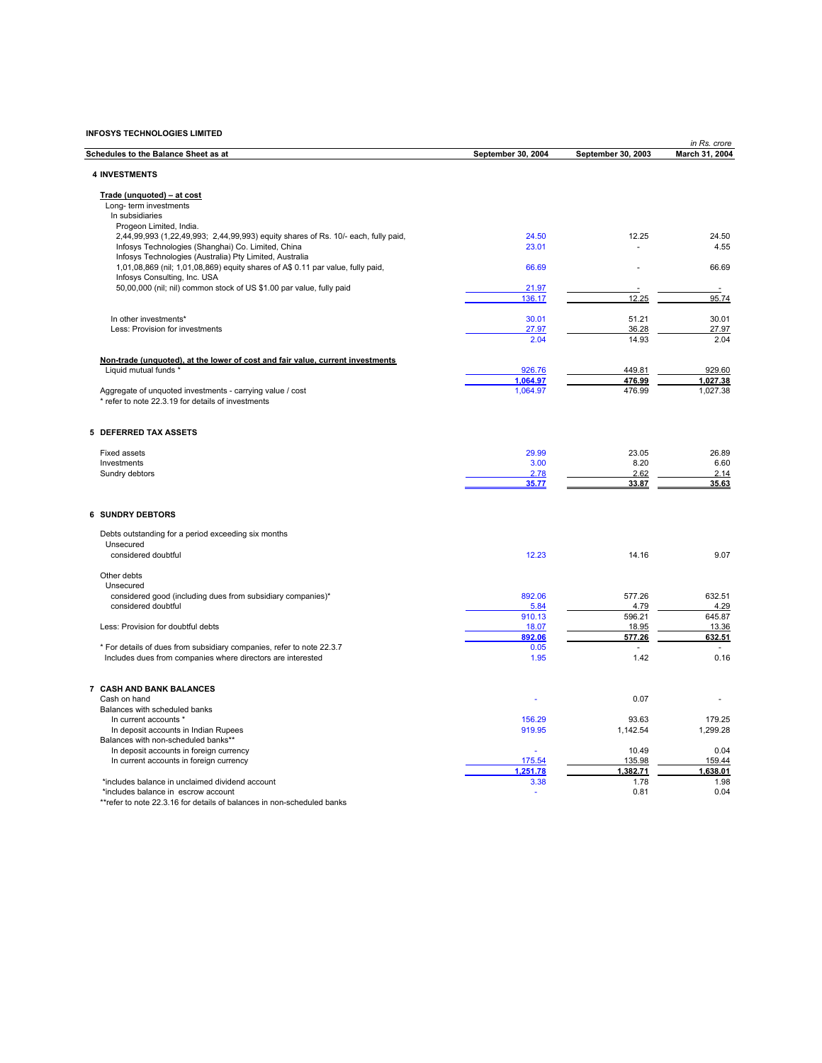**INFOSYS TECHNOLOGIES LIMITED**

*in Rs. crore*

| Schedules to the Balance Sheet as at | September 30, 2004 | September 30, 2003 | March 31, 2004 |
|---|---|---|---|
| **4 INVESTMENTS** | | | |
| **Trade (unquoted) – at cost** | | | |
| Long- term investments | | | |
| In subsidiaries | | | |
| Progeon Limited, India. | | | |
| 2,44,99,993 (1,22,49,993; 2,44,99,993) equity shares of Rs. 10/- each, fully paid, | 24.50 | 12.25 | 24.50 |
| Infosys Technologies (Shanghai) Co. Limited, China | 23.01 | - | 4.55 |
| Infosys Technologies (Australia) Pty Limited, Australia | | | |
| 1,01,08,869 (nil; 1,01,08,869) equity shares of A$ 0.11 par value, fully paid, | 66.69 | - | 66.69 |
| Infosys Consulting, Inc. USA | | | |
| 50,00,000 (nil; nil) common stock of US $1.00 par value, fully paid | 21.97 | - | - |
| | 136.17 | 12.25 | 95.74 |
| In other investments* | 30.01 | 51.21 | 30.01 |
| Less: Provision for investments | 27.97 | 36.28 | 27.97 |
| | 2.04 | 14.93 | 2.04 |
| **Non-trade (unquoted), at the lower of cost and fair value, current investments** | | | |
| Liquid mutual funds * | 926.76 | 449.81 | 929.60 |
| | **1,064.97** | **476.99** | **1,027.38** |
| Aggregate of unquoted investments - carrying value / cost | 1,064.97 | 476.99 | 1,027.38 |
| * refer to note 22.3.19 for details of investments | | | |
| **5 DEFERRED TAX ASSETS** | | | |
| Fixed assets | 29.99 | 23.05 | 26.89 |
| Investments | 3.00 | 8.20 | 6.60 |
| Sundry debtors | 2.78 | 2.62 | 2.14 |
| | **35.77** | **33.87** | **35.63** |
| **6 SUNDRY DEBTORS** | | | |
| Debts outstanding for a period exceeding six months | | | |
| Unsecured | | | |
| considered doubtful | 12.23 | 14.16 | 9.07 |
| Other debts | | | |
| Unsecured | | | |
| considered good (including dues from subsidiary companies)* | 892.06 | 577.26 | 632.51 |
| considered doubtful | 5.84 | 4.79 | 4.29 |
| | 910.13 | 596.21 | 645.87 |
| Less: Provision for doubtful debts | 18.07 | 18.95 | 13.36 |
| | **892.06** | **577.26** | **632.51** |
| * For details of dues from subsidiary companies, refer to note 22.3.7 | 0.05 | - | - |
| Includes dues from companies where directors are interested | 1.95 | 1.42 | 0.16 |
| **7 CASH AND BANK BALANCES** | | | |
| Cash on hand | - | 0.07 | - |
| Balances with scheduled banks | | | |
| In current accounts * | 156.29 | 93.63 | 179.25 |
| In deposit accounts in Indian Rupees | 919.95 | 1,142.54 | 1,299.28 |
| Balances with non-scheduled banks** | | | |
| In deposit accounts in foreign currency | - | 10.49 | 0.04 |
| In current accounts in foreign currency | 175.54 | 135.98 | 159.44 |
| | **1,251.78** | **1,382.71** | **1,638.01** |
| *includes balance in unclaimed dividend account | 3.38 | 1.78 | 1.98 |
| *includes balance in escrow account | - | 0.81 | 0.04 |
| **refer to note 22.3.16 for details of balances in non-scheduled banks | | | |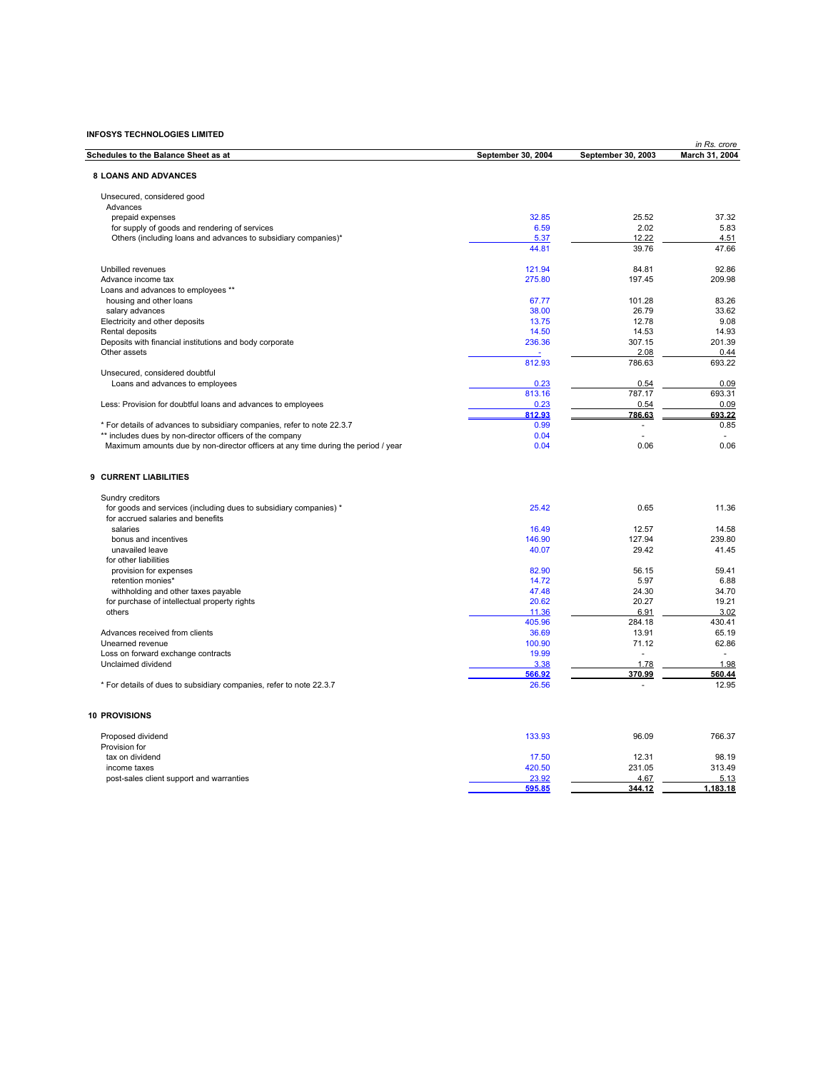**INFOSYS TECHNOLOGIES LIMITED**

*in Rs. crore*

| Schedules to the Balance Sheet as at | September 30, 2004 | September 30, 2003 | March 31, 2004 |
|---|---|---|---|
| **8 LOANS AND ADVANCES** | | | |
| Unsecured, considered good | | | |
| Advances | | | |
| prepaid expenses | 32.85 | 25.52 | 37.32 |
| for supply of goods and rendering of services | 6.59 | 2.02 | 5.83 |
| Others (including loans and advances to subsidiary companies)* | 5.37 | 12.22 | 4.51 |
| | 44.81 | 39.76 | 47.66 |
| Unbilled revenues | 121.94 | 84.81 | 92.86 |
| Advance income tax | 275.80 | 197.45 | 209.98 |
| Loans and advances to employees ** | | | |
| housing and other loans | 67.77 | 101.28 | 83.26 |
| salary advances | 38.00 | 26.79 | 33.62 |
| Electricity and other deposits | 13.75 | 12.78 | 9.08 |
| Rental deposits | 14.50 | 14.53 | 14.93 |
| Deposits with financial institutions and body corporate | 236.36 | 307.15 | 201.39 |
| Other assets | - | 2.08 | 0.44 |
| | 812.93 | 786.63 | 693.22 |
| Unsecured, considered doubtful | | | |
| Loans and advances to employees | 0.23 | 0.54 | 0.09 |
| | 813.16 | 787.17 | 693.31 |
| Less: Provision for doubtful loans and advances to employees | 0.23 | 0.54 | 0.09 |
| | **812.93** | **786.63** | **693.22** |
| * For details of advances to subsidiary companies, refer to note 22.3.7 | 0.99 | - | 0.85 |
| ** includes dues by non-director officers of the company | 0.04 | - | - |
| Maximum amounts due by non-director officers at any time during the period / year | 0.04 | 0.06 | 0.06 |
| **9 CURRENT LIABILITIES** | | | |
| Sundry creditors | | | |
| for goods and services (including dues to subsidiary companies) * | 25.42 | 0.65 | 11.36 |
| for accrued salaries and benefits | | | |
| salaries | 16.49 | 12.57 | 14.58 |
| bonus and incentives | 146.90 | 127.94 | 239.80 |
| unavailed leave | 40.07 | 29.42 | 41.45 |
| for other liabilities | | | |
| provision for expenses | 82.90 | 56.15 | 59.41 |
| retention monies* | 14.72 | 5.97 | 6.88 |
| withholding and other taxes payable | 47.48 | 24.30 | 34.70 |
| for purchase of intellectual property rights | 20.62 | 20.27 | 19.21 |
| others | 11.36 | 6.91 | 3.02 |
| | 405.96 | 284.18 | 430.41 |
| Advances received from clients | 36.69 | 13.91 | 65.19 |
| Unearned revenue | 100.90 | 71.12 | 62.86 |
| Loss on forward exchange contracts | 19.99 | - | - |
| Unclaimed dividend | 3.38 | 1.78 | 1.98 |
| | **566.92** | **370.99** | **560.44** |
| * For details of dues to subsidiary companies, refer to note 22.3.7 | 26.56 | - | 12.95 |
| **10 PROVISIONS** | | | |
| Proposed dividend | 133.93 | 96.09 | 766.37 |
| Provision for | | | |
| tax on dividend | 17.50 | 12.31 | 98.19 |
| income taxes | 420.50 | 231.05 | 313.49 |
| post-sales client support and warranties | 23.92 | 4.67 | 5.13 |
| | **595.85** | **344.12** | **1,183.18** |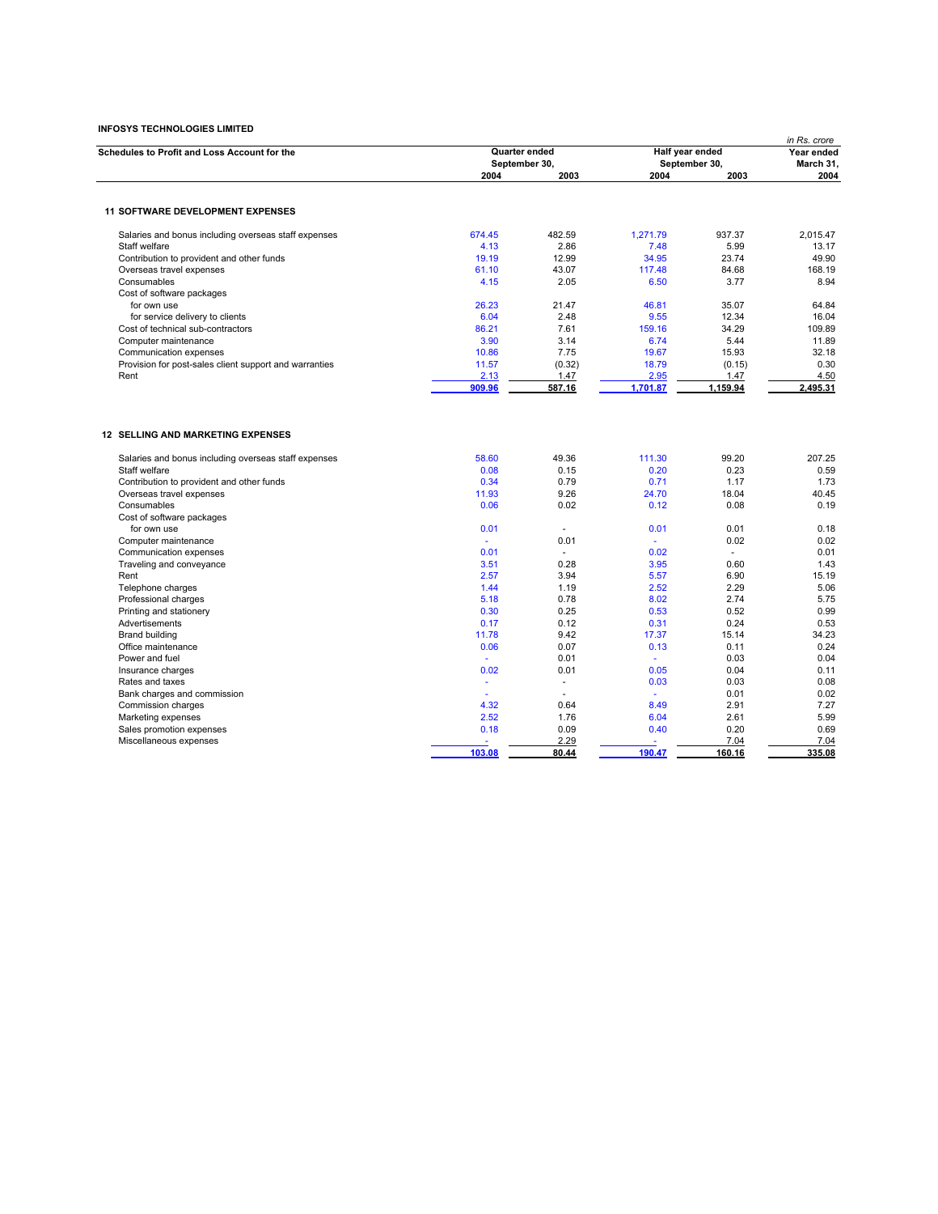**INFOSYS TECHNOLOGIES LIMITED**

*in Rs. crore*

| Schedules to Profit and Loss Account for the | Quarter ended September 30, | | Half year ended September 30, | | Year ended March 31, |
|---|---|---|---|---|---|
| | 2004 | 2003 | 2004 | 2003 | 2004 |
| **11 SOFTWARE DEVELOPMENT EXPENSES** | | | | | |
| Salaries and bonus including overseas staff expenses | 674.45 | 482.59 | 1,271.79 | 937.37 | 2,015.47 |
| Staff welfare | 4.13 | 2.86 | 7.48 | 5.99 | 13.17 |
| Contribution to provident and other funds | 19.19 | 12.99 | 34.95 | 23.74 | 49.90 |
| Overseas travel expenses | 61.10 | 43.07 | 117.48 | 84.68 | 168.19 |
| Consumables | 4.15 | 2.05 | 6.50 | 3.77 | 8.94 |
| Cost of software packages | | | | | |
| for own use | 26.23 | 21.47 | 46.81 | 35.07 | 64.84 |
| for service delivery to clients | 6.04 | 2.48 | 9.55 | 12.34 | 16.04 |
| Cost of technical sub-contractors | 86.21 | 7.61 | 159.16 | 34.29 | 109.89 |
| Computer maintenance | 3.90 | 3.14 | 6.74 | 5.44 | 11.89 |
| Communication expenses | 10.86 | 7.75 | 19.67 | 15.93 | 32.18 |
| Provision for post-sales client support and warranties | 11.57 | (0.32) | 18.79 | (0.15) | 0.30 |
| Rent | 2.13 | 1.47 | 2.95 | 1.47 | 4.50 |
| | **909.96** | **587.16** | **1,701.87** | **1,159.94** | **2,495.31** |
| **12 SELLING AND MARKETING EXPENSES** | | | | | |
| Salaries and bonus including overseas staff expenses | 58.60 | 49.36 | 111.30 | 99.20 | 207.25 |
| Staff welfare | 0.08 | 0.15 | 0.20 | 0.23 | 0.59 |
| Contribution to provident and other funds | 0.34 | 0.79 | 0.71 | 1.17 | 1.73 |
| Overseas travel expenses | 11.93 | 9.26 | 24.70 | 18.04 | 40.45 |
| Consumables | 0.06 | 0.02 | 0.12 | 0.08 | 0.19 |
| Cost of software packages | | | | | |
| for own use | 0.01 | - | 0.01 | 0.01 | 0.18 |
| Computer maintenance | - | 0.01 | - | 0.02 | 0.02 |
| Communication expenses | 0.01 | - | 0.02 | - | 0.01 |
| Traveling and conveyance | 3.51 | 0.28 | 3.95 | 0.60 | 1.43 |
| Rent | 2.57 | 3.94 | 5.57 | 6.90 | 15.19 |
| Telephone charges | 1.44 | 1.19 | 2.52 | 2.29 | 5.06 |
| Professional charges | 5.18 | 0.78 | 8.02 | 2.74 | 5.75 |
| Printing and stationery | 0.30 | 0.25 | 0.53 | 0.52 | 0.99 |
| Advertisements | 0.17 | 0.12 | 0.31 | 0.24 | 0.53 |
| Brand building | 11.78 | 9.42 | 17.37 | 15.14 | 34.23 |
| Office maintenance | 0.06 | 0.07 | 0.13 | 0.11 | 0.24 |
| Power and fuel | - | 0.01 | - | 0.03 | 0.04 |
| Insurance charges | 0.02 | 0.01 | 0.05 | 0.04 | 0.11 |
| Rates and taxes | - | - | 0.03 | 0.03 | 0.08 |
| Bank charges and commission | - | - | - | 0.01 | 0.02 |
| Commission charges | 4.32 | 0.64 | 8.49 | 2.91 | 7.27 |
| Marketing expenses | 2.52 | 1.76 | 6.04 | 2.61 | 5.99 |
| Sales promotion expenses | 0.18 | 0.09 | 0.40 | 0.20 | 0.69 |
| Miscellaneous expenses | - | 2.29 | - | 7.04 | 7.04 |
| | **103.08** | **80.44** | **190.47** | **160.16** | **335.08** |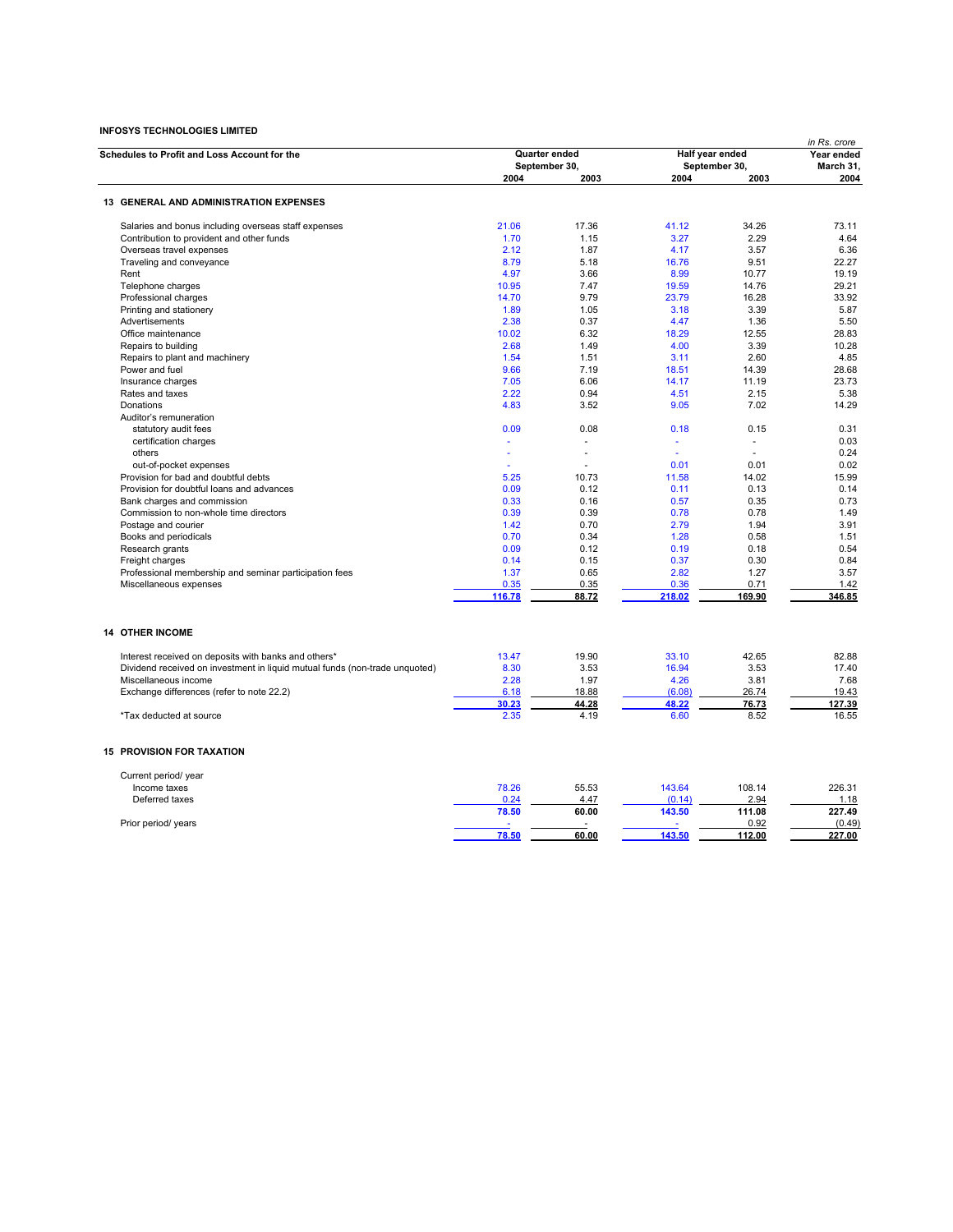**INFOSYS TECHNOLOGIES LIMITED**

*in Rs. crore*

| Schedules to Profit and Loss Account for the | Quarter ended September 30, 2004 | Quarter ended September 30, 2003 | Half year ended September 30, 2004 | Half year ended September 30, 2003 | Year ended March 31, 2004 |
|---|---|---|---|---|---|
| **13 GENERAL AND ADMINISTRATION EXPENSES** | | | | | |
| Salaries and bonus including overseas staff expenses | 21.06 | 17.36 | 41.12 | 34.26 | 73.11 |
| Contribution to provident and other funds | 1.70 | 1.15 | 3.27 | 2.29 | 4.64 |
| Overseas travel expenses | 2.12 | 1.87 | 4.17 | 3.57 | 6.36 |
| Traveling and conveyance | 8.79 | 5.18 | 16.76 | 9.51 | 22.27 |
| Rent | 4.97 | 3.66 | 8.99 | 10.77 | 19.19 |
| Telephone charges | 10.95 | 7.47 | 19.59 | 14.76 | 29.21 |
| Professional charges | 14.70 | 9.79 | 23.79 | 16.28 | 33.92 |
| Printing and stationery | 1.89 | 1.05 | 3.18 | 3.39 | 5.87 |
| Advertisements | 2.38 | 0.37 | 4.47 | 1.36 | 5.50 |
| Office maintenance | 10.02 | 6.32 | 18.29 | 12.55 | 28.83 |
| Repairs to building | 2.68 | 1.49 | 4.00 | 3.39 | 10.28 |
| Repairs to plant and machinery | 1.54 | 1.51 | 3.11 | 2.60 | 4.85 |
| Power and fuel | 9.66 | 7.19 | 18.51 | 14.39 | 28.68 |
| Insurance charges | 7.05 | 6.06 | 14.17 | 11.19 | 23.73 |
| Rates and taxes | 2.22 | 0.94 | 4.51 | 2.15 | 5.38 |
| Donations | 4.83 | 3.52 | 9.05 | 7.02 | 14.29 |
| Auditor's remuneration | | | | | |
| statutory audit fees | 0.09 | 0.08 | 0.18 | 0.15 | 0.31 |
| certification charges | - | - | - | - | 0.03 |
| others | - | - | - | - | 0.24 |
| out-of-pocket expenses | - | - | 0.01 | 0.01 | 0.02 |
| Provision for bad and doubtful debts | 5.25 | 10.73 | 11.58 | 14.02 | 15.99 |
| Provision for doubtful loans and advances | 0.09 | 0.12 | 0.11 | 0.13 | 0.14 |
| Bank charges and commission | 0.33 | 0.16 | 0.57 | 0.35 | 0.73 |
| Commission to non-whole time directors | 0.39 | 0.39 | 0.78 | 0.78 | 1.49 |
| Postage and courier | 1.42 | 0.70 | 2.79 | 1.94 | 3.91 |
| Books and periodicals | 0.70 | 0.34 | 1.28 | 0.58 | 1.51 |
| Research grants | 0.09 | 0.12 | 0.19 | 0.18 | 0.54 |
| Freight charges | 0.14 | 0.15 | 0.37 | 0.30 | 0.84 |
| Professional membership and seminar participation fees | 1.37 | 0.65 | 2.82 | 1.27 | 3.57 |
| Miscellaneous expenses | 0.35 | 0.35 | 0.36 | 0.71 | 1.42 |
| | **116.78** | **88.72** | **218.02** | **169.90** | **346.85** |
| **14 OTHER INCOME** | | | | | |
| Interest received on deposits with banks and others* | 13.47 | 19.90 | 33.10 | 42.65 | 82.88 |
| Dividend received on investment in liquid mutual funds (non-trade unquoted) | 8.30 | 3.53 | 16.94 | 3.53 | 17.40 |
| Miscellaneous income | 2.28 | 1.97 | 4.26 | 3.81 | 7.68 |
| Exchange differences (refer to note 22.2) | 6.18 | 18.88 | (6.08) | 26.74 | 19.43 |
| | **30.23** | **44.28** | **48.22** | **76.73** | **127.39** |
| *Tax deducted at source | 2.35 | 4.19 | 6.60 | 8.52 | 16.55 |
| **15 PROVISION FOR TAXATION** | | | | | |
| Current period/ year | | | | | |
| Income taxes | 78.26 | 55.53 | 143.64 | 108.14 | 226.31 |
| Deferred taxes | 0.24 | 4.47 | (0.14) | 2.94 | 1.18 |
| | **78.50** | **60.00** | **143.50** | **111.08** | **227.49** |
| Prior period/ years | - | - | - | 0.92 | (0.49) |
| | **78.50** | **60.00** | **143.50** | **112.00** | **227.00** |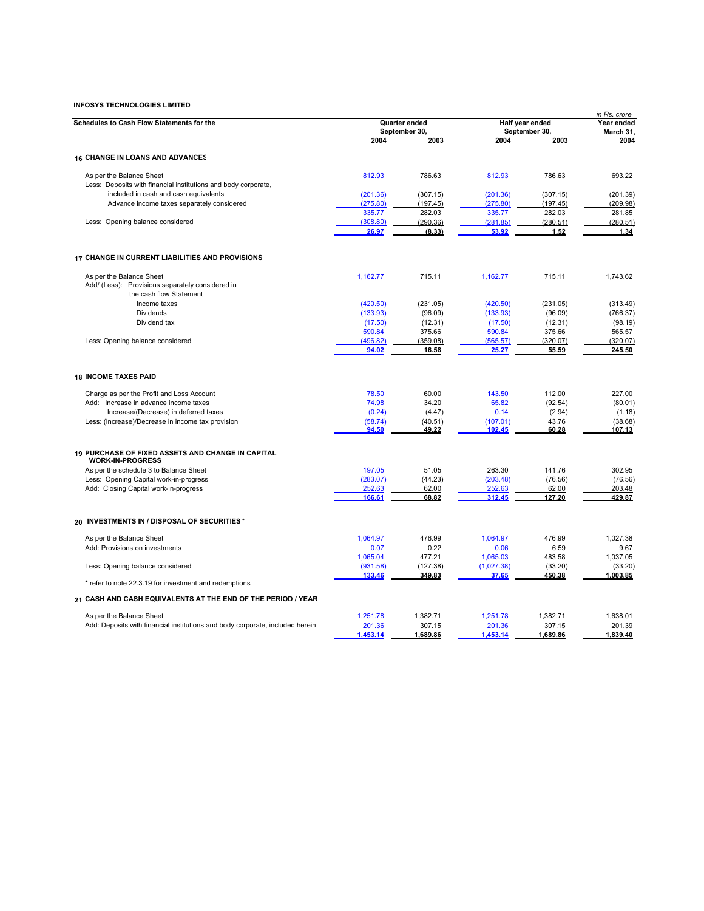**INFOSYS TECHNOLOGIES LIMITED**

*in Rs. crore*

| Schedules to Cash Flow Statements for the | Quarter ended September 30, 2004 | Quarter ended September 30, 2003 | Half year ended September 30, 2004 | Half year ended September 30, 2003 | Year ended March 31, 2004 |
|---|---|---|---|---|---|
| **16 CHANGE IN LOANS AND ADVANCES** | | | | | |
| As per the Balance Sheet | 812.93 | 786.63 | 812.93 | 786.63 | 693.22 |
| Less: Deposits with financial institutions and body corporate, included in cash and cash equivalents | (201.36) | (307.15) | (201.36) | (307.15) | (201.39) |
| Advance income taxes separately considered | (275.80) | (197.45) | (275.80) | (197.45) | (209.98) |
| | 335.77 | 282.03 | 335.77 | 282.03 | 281.85 |
| Less: Opening balance considered | (308.80) | (290.36) | (281.85) | (280.51) | (280.51) |
| | **26.97** | **(8.33)** | **53.92** | **1.52** | **1.34** |
| **17 CHANGE IN CURRENT LIABILITIES AND PROVISIONS** | | | | | |
| As per the Balance Sheet | 1,162.77 | 715.11 | 1,162.77 | 715.11 | 1,743.62 |
| Add/ (Less): Provisions separately considered in the cash flow Statement | | | | | |
| Income taxes | (420.50) | (231.05) | (420.50) | (231.05) | (313.49) |
| Dividends | (133.93) | (96.09) | (133.93) | (96.09) | (766.37) |
| Dividend tax | (17.50) | (12.31) | (17.50) | (12.31) | (98.19) |
| | 590.84 | 375.66 | 590.84 | 375.66 | 565.57 |
| Less: Opening balance considered | (496.82) | (359.08) | (565.57) | (320.07) | (320.07) |
| | **94.02** | **16.58** | **25.27** | **55.59** | **245.50** |
| **18 INCOME TAXES PAID** | | | | | |
| Charge as per the Profit and Loss Account | 78.50 | 60.00 | 143.50 | 112.00 | 227.00 |
| Add: Increase in advance income taxes | 74.98 | 34.20 | 65.82 | (92.54) | (80.01) |
| Increase/(Decrease) in deferred taxes | (0.24) | (4.47) | 0.14 | (2.94) | (1.18) |
| Less: (Increase)/Decrease in income tax provision | (58.74) | (40.51) | (107.01) | 43.76 | (38.68) |
| | **94.50** | **49.22** | **102.45** | **60.28** | **107.13** |
| **19 PURCHASE OF FIXED ASSETS AND CHANGE IN CAPITAL WORK-IN-PROGRESS** | | | | | |
| As per the schedule 3 to Balance Sheet | 197.05 | 51.05 | 263.30 | 141.76 | 302.95 |
| Less: Opening Capital work-in-progress | (283.07) | (44.23) | (203.48) | (76.56) | (76.56) |
| Add: Closing Capital work-in-progress | 252.63 | 62.00 | 252.63 | 62.00 | 203.48 |
| | **166.61** | **68.82** | **312.45** | **127.20** | **429.87** |
| **20 INVESTMENTS IN / DISPOSAL OF SECURITIES** * | | | | | |
| As per the Balance Sheet | 1,064.97 | 476.99 | 1,064.97 | 476.99 | 1,027.38 |
| Add: Provisions on investments | 0.07 | 0.22 | 0.06 | 6.59 | 9.67 |
| | 1,065.04 | 477.21 | 1,065.03 | 483.58 | 1,037.05 |
| Less: Opening balance considered | (931.58) | (127.38) | (1,027.38) | (33.20) | (33.20) |
| | **133.46** | **349.83** | **37.65** | **450.38** | **1,003.85** |
| * refer to note 22.3.19 for investment and redemptions | | | | | |
| **21 CASH AND CASH EQUIVALENTS AT THE END OF THE PERIOD / YEAR** | | | | | |
| As per the Balance Sheet | 1,251.78 | 1,382.71 | 1,251.78 | 1,382.71 | 1,638.01 |
| Add: Deposits with financial institutions and body corporate, included herein | 201.36 | 307.15 | 201.36 | 307.15 | 201.39 |
| | **1,453.14** | **1,689.86** | **1,453.14** | **1,689.86** | **1,839.40** |